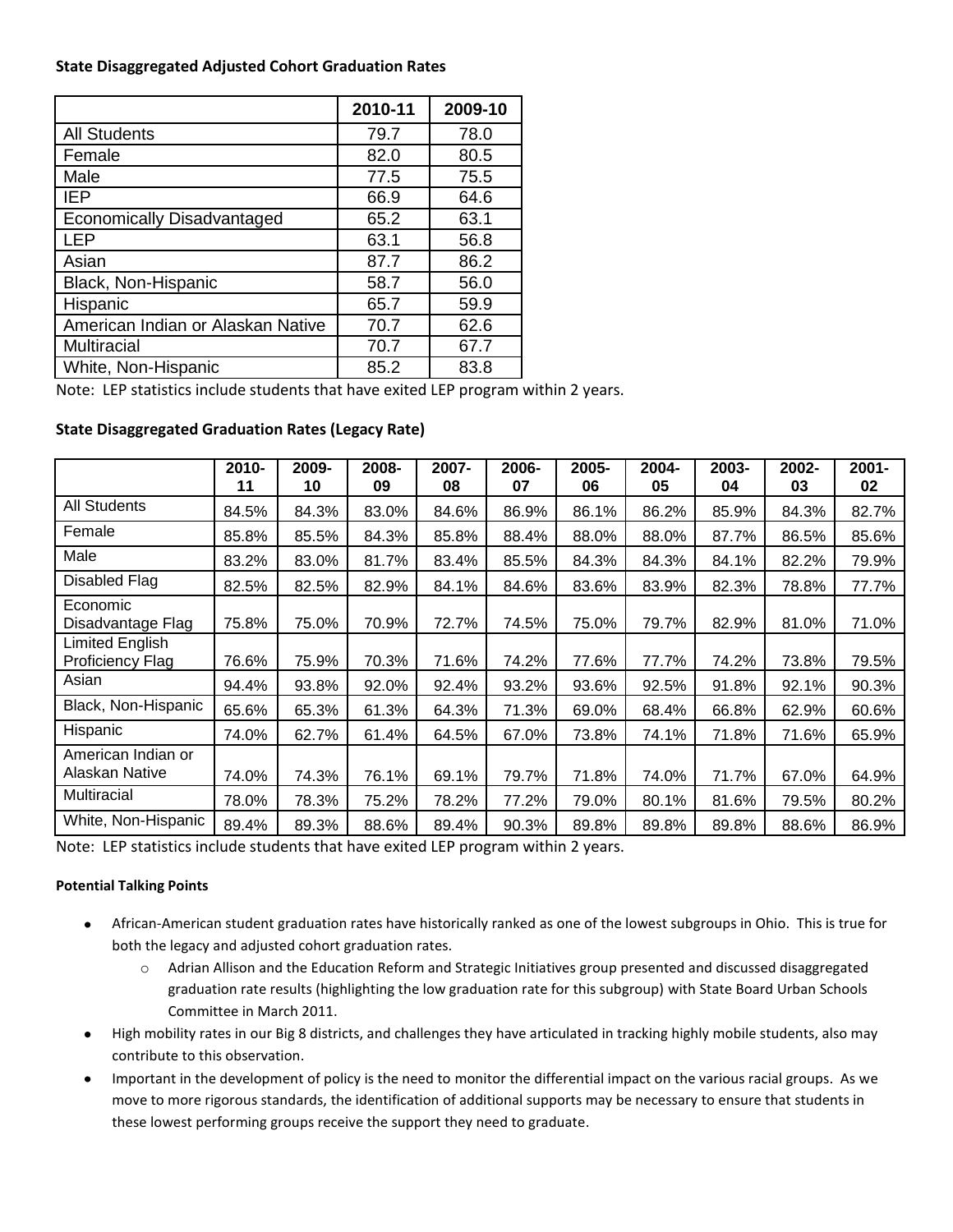**State Disaggregated Adjusted Cohort Graduation Rates**

| | 2010-11 | 2009-10 |
|---|---|---|
| All Students | 79.7 | 78.0 |
| Female | 82.0 | 80.5 |
| Male | 77.5 | 75.5 |
| IEP | 66.9 | 64.6 |
| Economically Disadvantaged | 65.2 | 63.1 |
| LEP | 63.1 | 56.8 |
| Asian | 87.7 | 86.2 |
| Black, Non-Hispanic | 58.7 | 56.0 |
| Hispanic | 65.7 | 59.9 |
| American Indian or Alaskan Native | 70.7 | 62.6 |
| Multiracial | 70.7 | 67.7 |
| White, Non-Hispanic | 85.2 | 83.8 |

Note: LEP statistics include students that have exited LEP program within 2 years.

**State Disaggregated Graduation Rates (Legacy Rate)**

| | 2010-11 | 2009-10 | 2008-09 | 2007-08 | 2006-07 | 2005-06 | 2004-05 | 2003-04 | 2002-03 | 2001-02 |
|---|---|---|---|---|---|---|---|---|---|---|
| All Students | 84.5% | 84.3% | 83.0% | 84.6% | 86.9% | 86.1% | 86.2% | 85.9% | 84.3% | 82.7% |
| Female | 85.8% | 85.5% | 84.3% | 85.8% | 88.4% | 88.0% | 88.0% | 87.7% | 86.5% | 85.6% |
| Male | 83.2% | 83.0% | 81.7% | 83.4% | 85.5% | 84.3% | 84.3% | 84.1% | 82.2% | 79.9% |
| Disabled Flag | 82.5% | 82.5% | 82.9% | 84.1% | 84.6% | 83.6% | 83.9% | 82.3% | 78.8% | 77.7% |
| Economic Disadvantage Flag | 75.8% | 75.0% | 70.9% | 72.7% | 74.5% | 75.0% | 79.7% | 82.9% | 81.0% | 71.0% |
| Limited English Proficiency Flag | 76.6% | 75.9% | 70.3% | 71.6% | 74.2% | 77.6% | 77.7% | 74.2% | 73.8% | 79.5% |
| Asian | 94.4% | 93.8% | 92.0% | 92.4% | 93.2% | 93.6% | 92.5% | 91.8% | 92.1% | 90.3% |
| Black, Non-Hispanic | 65.6% | 65.3% | 61.3% | 64.3% | 71.3% | 69.0% | 68.4% | 66.8% | 62.9% | 60.6% |
| Hispanic | 74.0% | 62.7% | 61.4% | 64.5% | 67.0% | 73.8% | 74.1% | 71.8% | 71.6% | 65.9% |
| American Indian or Alaskan Native | 74.0% | 74.3% | 76.1% | 69.1% | 79.7% | 71.8% | 74.0% | 71.7% | 67.0% | 64.9% |
| Multiracial | 78.0% | 78.3% | 75.2% | 78.2% | 77.2% | 79.0% | 80.1% | 81.6% | 79.5% | 80.2% |
| White, Non-Hispanic | 89.4% | 89.3% | 88.6% | 89.4% | 90.3% | 89.8% | 89.8% | 89.8% | 88.6% | 86.9% |

Note: LEP statistics include students that have exited LEP program within 2 years.

**Potential Talking Points**

- African-American student graduation rates have historically ranked as one of the lowest subgroups in Ohio. This is true for both the legacy and adjusted cohort graduation rates.
  - Adrian Allison and the Education Reform and Strategic Initiatives group presented and discussed disaggregated graduation rate results (highlighting the low graduation rate for this subgroup) with State Board Urban Schools Committee in March 2011.
- High mobility rates in our Big 8 districts, and challenges they have articulated in tracking highly mobile students, also may contribute to this observation.
- Important in the development of policy is the need to monitor the differential impact on the various racial groups. As we move to more rigorous standards, the identification of additional supports may be necessary to ensure that students in these lowest performing groups receive the support they need to graduate.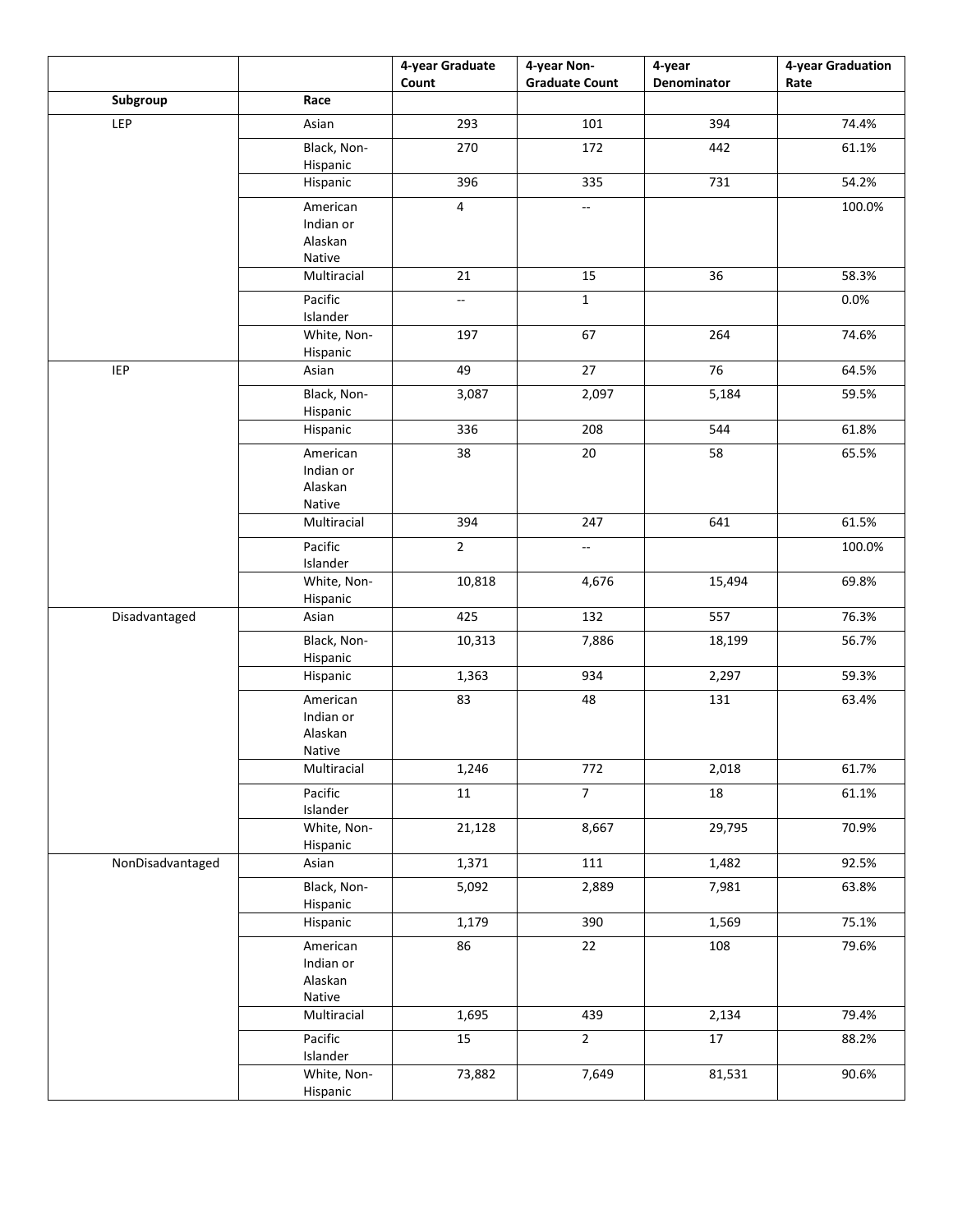| | | 4-year Graduate Count | 4-year Non-Graduate Count | 4-year Denominator | 4-year Graduation Rate |
|---|---|---|---|---|---|
| Subgroup | Race | | | | |
| LEP | Asian | 293 | 101 | 394 | 74.4% |
| | Black, Non-Hispanic | 270 | 172 | 442 | 61.1% |
| | Hispanic | 396 | 335 | 731 | 54.2% |
| | American Indian or Alaskan Native | 4 | -- | | 100.0% |
| | Multiracial | 21 | 15 | 36 | 58.3% |
| | Pacific Islander | -- | 1 | | 0.0% |
| | White, Non-Hispanic | 197 | 67 | 264 | 74.6% |
| IEP | Asian | 49 | 27 | 76 | 64.5% |
| | Black, Non-Hispanic | 3,087 | 2,097 | 5,184 | 59.5% |
| | Hispanic | 336 | 208 | 544 | 61.8% |
| | American Indian or Alaskan Native | 38 | 20 | 58 | 65.5% |
| | Multiracial | 394 | 247 | 641 | 61.5% |
| | Pacific Islander | 2 | -- | | 100.0% |
| | White, Non-Hispanic | 10,818 | 4,676 | 15,494 | 69.8% |
| Disadvantaged | Asian | 425 | 132 | 557 | 76.3% |
| | Black, Non-Hispanic | 10,313 | 7,886 | 18,199 | 56.7% |
| | Hispanic | 1,363 | 934 | 2,297 | 59.3% |
| | American Indian or Alaskan Native | 83 | 48 | 131 | 63.4% |
| | Multiracial | 1,246 | 772 | 2,018 | 61.7% |
| | Pacific Islander | 11 | 7 | 18 | 61.1% |
| | White, Non-Hispanic | 21,128 | 8,667 | 29,795 | 70.9% |
| NonDisadvantaged | Asian | 1,371 | 111 | 1,482 | 92.5% |
| | Black, Non-Hispanic | 5,092 | 2,889 | 7,981 | 63.8% |
| | Hispanic | 1,179 | 390 | 1,569 | 75.1% |
| | American Indian or Alaskan Native | 86 | 22 | 108 | 79.6% |
| | Multiracial | 1,695 | 439 | 2,134 | 79.4% |
| | Pacific Islander | 15 | 2 | 17 | 88.2% |
| | White, Non-Hispanic | 73,882 | 7,649 | 81,531 | 90.6% |